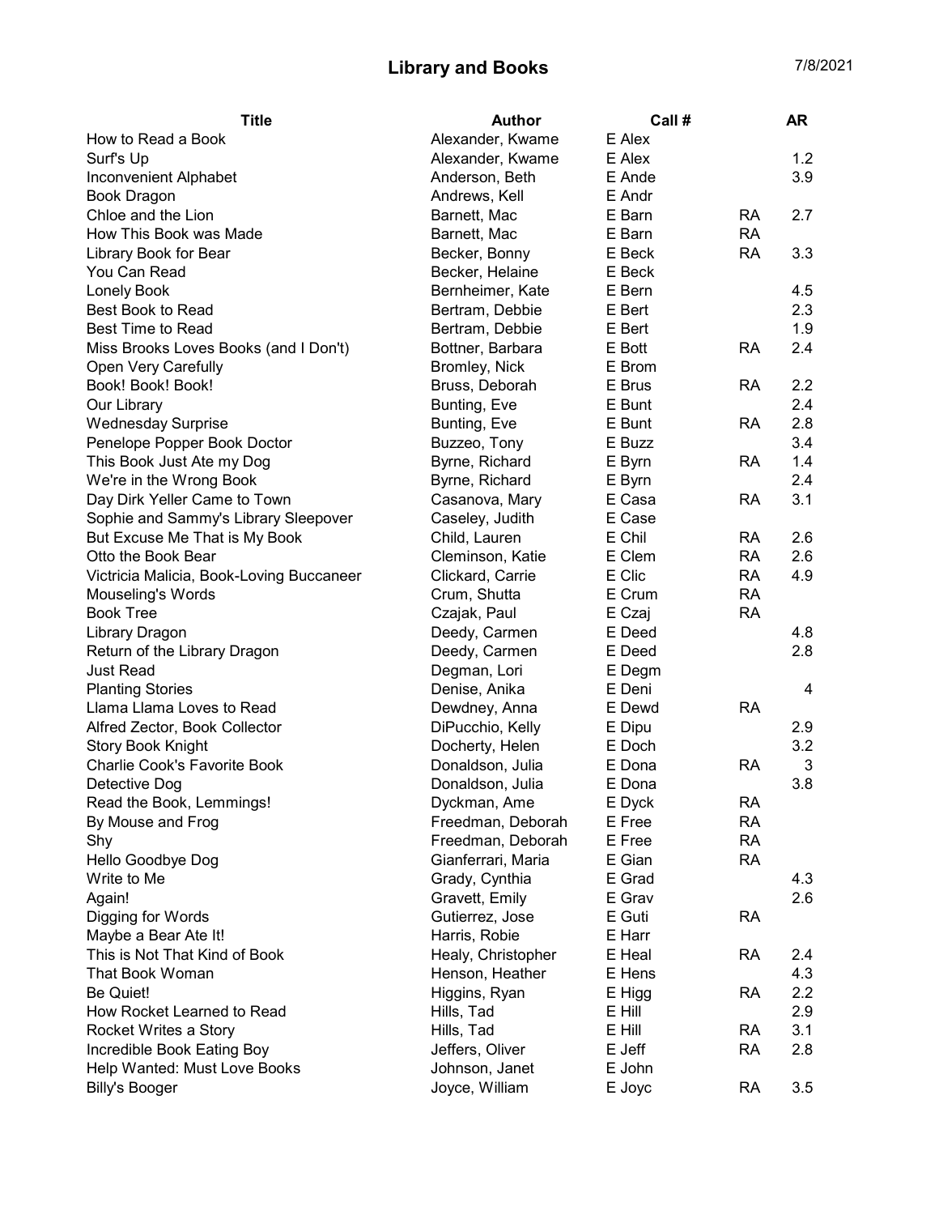# Library and Books

7/8/2021

| Title | Author | Call # | | AR |
|---|---|---|---|---|
| How to Read a Book | Alexander, Kwame | E Alex | | |
| Surf's Up | Alexander, Kwame | E Alex | | 1.2 |
| Inconvenient Alphabet | Anderson, Beth | E Ande | | 3.9 |
| Book Dragon | Andrews, Kell | E Andr | | |
| Chloe and the Lion | Barnett, Mac | E Barn | RA | 2.7 |
| How This Book was Made | Barnett, Mac | E Barn | RA | |
| Library Book for Bear | Becker, Bonny | E Beck | RA | 3.3 |
| You Can Read | Becker, Helaine | E Beck | | |
| Lonely Book | Bernheimer, Kate | E Bern | | 4.5 |
| Best Book to Read | Bertram, Debbie | E Bert | | 2.3 |
| Best Time to Read | Bertram, Debbie | E Bert | | 1.9 |
| Miss Brooks Loves Books (and I Don't) | Bottner, Barbara | E Bott | RA | 2.4 |
| Open Very Carefully | Bromley, Nick | E Brom | | |
| Book! Book! Book! | Bruss, Deborah | E Brus | RA | 2.2 |
| Our Library | Bunting, Eve | E Bunt | | 2.4 |
| Wednesday Surprise | Bunting, Eve | E Bunt | RA | 2.8 |
| Penelope Popper Book Doctor | Buzzeo, Tony | E Buzz | | 3.4 |
| This Book Just Ate my Dog | Byrne, Richard | E Byrn | RA | 1.4 |
| We're in the Wrong Book | Byrne, Richard | E Byrn | | 2.4 |
| Day Dirk Yeller Came to Town | Casanova, Mary | E Casa | RA | 3.1 |
| Sophie and Sammy's Library Sleepover | Caseley, Judith | E Case | | |
| But Excuse Me That is My Book | Child, Lauren | E Chil | RA | 2.6 |
| Otto the Book Bear | Cleminson, Katie | E Clem | RA | 2.6 |
| Victricia Malicia, Book-Loving Buccaneer | Clickard, Carrie | E Clic | RA | 4.9 |
| Mouseling's Words | Crum, Shutta | E Crum | RA | |
| Book Tree | Czajak, Paul | E Czaj | RA | |
| Library Dragon | Deedy, Carmen | E Deed | | 4.8 |
| Return of the Library Dragon | Deedy, Carmen | E Deed | | 2.8 |
| Just Read | Degman, Lori | E Degm | | |
| Planting Stories | Denise, Anika | E Deni | | 4 |
| Llama Llama Loves to Read | Dewdney, Anna | E Dewd | RA | |
| Alfred Zector, Book Collector | DiPucchio, Kelly | E Dipu | | 2.9 |
| Story Book Knight | Docherty, Helen | E Doch | | 3.2 |
| Charlie Cook's Favorite Book | Donaldson, Julia | E Dona | RA | 3 |
| Detective Dog | Donaldson, Julia | E Dona | | 3.8 |
| Read the Book, Lemmings! | Dyckman, Ame | E Dyck | RA | |
| By Mouse and Frog | Freedman, Deborah | E Free | RA | |
| Shy | Freedman, Deborah | E Free | RA | |
| Hello Goodbye Dog | Gianferrari, Maria | E Gian | RA | |
| Write to Me | Grady, Cynthia | E Grad | | 4.3 |
| Again! | Gravett, Emily | E Grav | | 2.6 |
| Digging for Words | Gutierrez, Jose | E Guti | RA | |
| Maybe a Bear Ate It! | Harris, Robie | E Harr | | |
| This is Not That Kind of Book | Healy, Christopher | E Heal | RA | 2.4 |
| That Book Woman | Henson, Heather | E Hens | | 4.3 |
| Be Quiet! | Higgins, Ryan | E Higg | RA | 2.2 |
| How Rocket Learned to Read | Hills, Tad | E Hill | | 2.9 |
| Rocket Writes a Story | Hills, Tad | E Hill | RA | 3.1 |
| Incredible Book Eating Boy | Jeffers, Oliver | E Jeff | RA | 2.8 |
| Help Wanted: Must Love Books | Johnson, Janet | E John | | |
| Billy's Booger | Joyce, William | E Joyc | RA | 3.5 |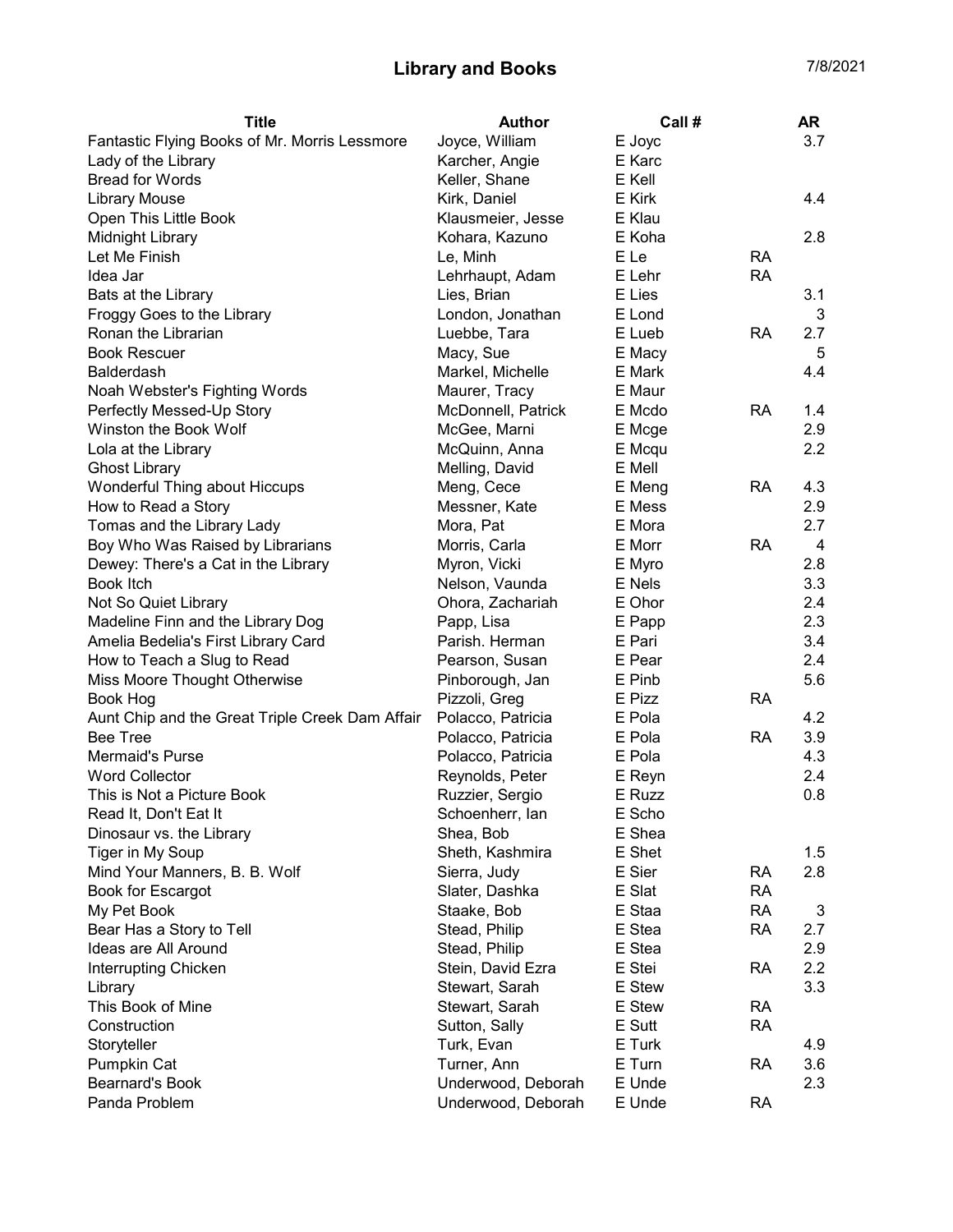# Library and Books

7/8/2021

| Title | Author | Call # | | AR |
|---|---|---|---|---|
| Fantastic Flying Books of Mr. Morris Lessmore | Joyce, William | E Joyc | | 3.7 |
| Lady of the Library | Karcher, Angie | E Karc | | |
| Bread for Words | Keller, Shane | E Kell | | |
| Library Mouse | Kirk, Daniel | E Kirk | | 4.4 |
| Open This Little Book | Klausmeier, Jesse | E Klau | | |
| Midnight Library | Kohara, Kazuno | E Koha | | 2.8 |
| Let Me Finish | Le, Minh | E Le | RA | |
| Idea Jar | Lehrhaupt, Adam | E Lehr | RA | |
| Bats at the Library | Lies, Brian | E Lies | | 3.1 |
| Froggy Goes to the Library | London, Jonathan | E Lond | | 3 |
| Ronan the Librarian | Luebbe, Tara | E Lueb | RA | 2.7 |
| Book Rescuer | Macy, Sue | E Macy | | 5 |
| Balderdash | Markel, Michelle | E Mark | | 4.4 |
| Noah Webster's Fighting Words | Maurer, Tracy | E Maur | | |
| Perfectly Messed-Up Story | McDonnell, Patrick | E Mcdo | RA | 1.4 |
| Winston the Book Wolf | McGee, Marni | E Mcge | | 2.9 |
| Lola at the Library | McQuinn, Anna | E Mcqu | | 2.2 |
| Ghost Library | Melling, David | E Mell | | |
| Wonderful Thing about Hiccups | Meng, Cece | E Meng | RA | 4.3 |
| How to Read a Story | Messner, Kate | E Mess | | 2.9 |
| Tomas and the Library Lady | Mora, Pat | E Mora | | 2.7 |
| Boy Who Was Raised by Librarians | Morris, Carla | E Morr | RA | 4 |
| Dewey: There's a Cat in the Library | Myron, Vicki | E Myro | | 2.8 |
| Book Itch | Nelson, Vaunda | E Nels | | 3.3 |
| Not So Quiet Library | Ohora, Zachariah | E Ohor | | 2.4 |
| Madeline Finn and the Library Dog | Papp, Lisa | E Papp | | 2.3 |
| Amelia Bedelia's First Library Card | Parish. Herman | E Pari | | 3.4 |
| How to Teach a Slug to Read | Pearson, Susan | E Pear | | 2.4 |
| Miss Moore Thought Otherwise | Pinborough, Jan | E Pinb | | 5.6 |
| Book Hog | Pizzoli, Greg | E Pizz | RA | |
| Aunt Chip and the Great Triple Creek Dam Affair | Polacco, Patricia | E Pola | | 4.2 |
| Bee Tree | Polacco, Patricia | E Pola | RA | 3.9 |
| Mermaid's Purse | Polacco, Patricia | E Pola | | 4.3 |
| Word Collector | Reynolds, Peter | E Reyn | | 2.4 |
| This is Not a Picture Book | Ruzzier, Sergio | E Ruzz | | 0.8 |
| Read It, Don't Eat It | Schoenherr, Ian | E Scho | | |
| Dinosaur vs. the Library | Shea, Bob | E Shea | | |
| Tiger in My Soup | Sheth, Kashmira | E Shet | | 1.5 |
| Mind Your Manners, B. B. Wolf | Sierra, Judy | E Sier | RA | 2.8 |
| Book for Escargot | Slater, Dashka | E Slat | RA | |
| My Pet Book | Staake, Bob | E Staa | RA | 3 |
| Bear Has a Story to Tell | Stead, Philip | E Stea | RA | 2.7 |
| Ideas are All Around | Stead, Philip | E Stea | | 2.9 |
| Interrupting Chicken | Stein, David Ezra | E Stei | RA | 2.2 |
| Library | Stewart, Sarah | E Stew | | 3.3 |
| This Book of Mine | Stewart, Sarah | E Stew | RA | |
| Construction | Sutton, Sally | E Sutt | RA | |
| Storyteller | Turk, Evan | E Turk | | 4.9 |
| Pumpkin Cat | Turner, Ann | E Turn | RA | 3.6 |
| Bearnard's Book | Underwood, Deborah | E Unde | | 2.3 |
| Panda Problem | Underwood, Deborah | E Unde | RA | |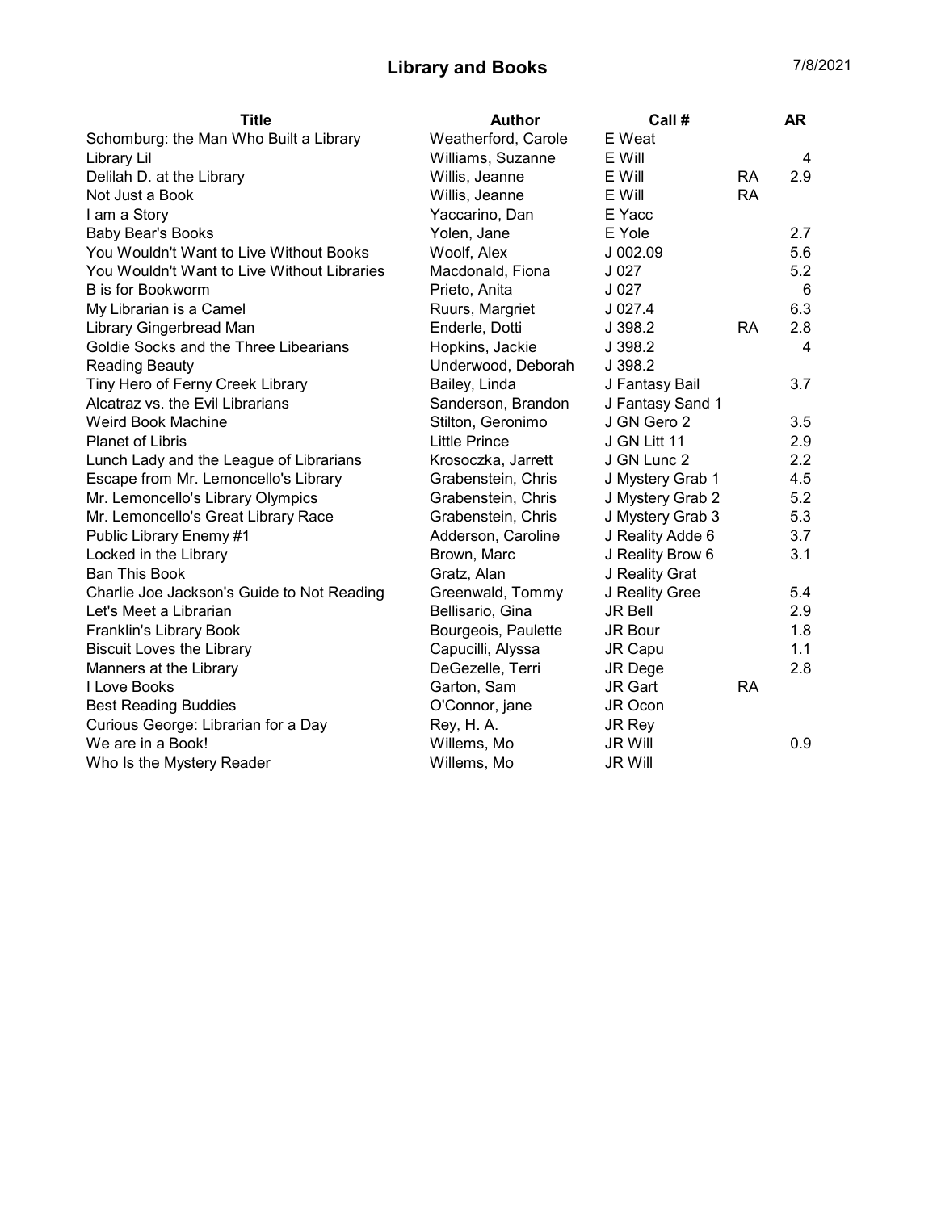## Library and Books

7/8/2021

| Title | Author | Call # | | AR |
|---|---|---|---|---|
| Schomburg: the Man Who Built a Library | Weatherford, Carole | E Weat | | |
| Library Lil | Williams, Suzanne | E Will | | 4 |
| Delilah D. at the Library | Willis, Jeanne | E Will | RA | 2.9 |
| Not Just a Book | Willis, Jeanne | E Will | RA | |
| I am a Story | Yaccarino, Dan | E Yacc | | |
| Baby Bear's Books | Yolen, Jane | E Yole | | 2.7 |
| You Wouldn't Want to Live Without Books | Woolf, Alex | J 002.09 | | 5.6 |
| You Wouldn't Want to Live Without Libraries | Macdonald, Fiona | J 027 | | 5.2 |
| B is for Bookworm | Prieto, Anita | J 027 | | 6 |
| My Librarian is a Camel | Ruurs, Margriet | J 027.4 | | 6.3 |
| Library Gingerbread Man | Enderle, Dotti | J 398.2 | RA | 2.8 |
| Goldie Socks and the Three Libearians | Hopkins, Jackie | J 398.2 | | 4 |
| Reading Beauty | Underwood, Deborah | J 398.2 | | |
| Tiny Hero of Ferny Creek Library | Bailey, Linda | J Fantasy Bail | | 3.7 |
| Alcatraz vs. the Evil Librarians | Sanderson, Brandon | J Fantasy Sand 1 | | |
| Weird Book Machine | Stilton, Geronimo | J GN Gero 2 | | 3.5 |
| Planet of Libris | Little Prince | J GN Litt 11 | | 2.9 |
| Lunch Lady and the League of Librarians | Krosoczka, Jarrett | J GN Lunc 2 | | 2.2 |
| Escape from Mr. Lemoncello's Library | Grabenstein, Chris | J Mystery Grab 1 | | 4.5 |
| Mr. Lemoncello's Library Olympics | Grabenstein, Chris | J Mystery Grab 2 | | 5.2 |
| Mr. Lemoncello's Great Library Race | Grabenstein, Chris | J Mystery Grab 3 | | 5.3 |
| Public Library Enemy #1 | Adderson, Caroline | J Reality Adde 6 | | 3.7 |
| Locked in the Library | Brown, Marc | J Reality Brow 6 | | 3.1 |
| Ban This Book | Gratz, Alan | J Reality Grat | | |
| Charlie Joe Jackson's Guide to Not Reading | Greenwald, Tommy | J Reality Gree | | 5.4 |
| Let's Meet a Librarian | Bellisario, Gina | JR Bell | | 2.9 |
| Franklin's Library Book | Bourgeois, Paulette | JR Bour | | 1.8 |
| Biscuit Loves the Library | Capucilli, Alyssa | JR Capu | | 1.1 |
| Manners at the Library | DeGezelle, Terri | JR Dege | | 2.8 |
| I Love Books | Garton, Sam | JR Gart | RA | |
| Best Reading Buddies | O'Connor, jane | JR Ocon | | |
| Curious George: Librarian for a Day | Rey, H. A. | JR Rey | | |
| We are in a Book! | Willems, Mo | JR Will | | 0.9 |
| Who Is the Mystery Reader | Willems, Mo | JR Will | | |